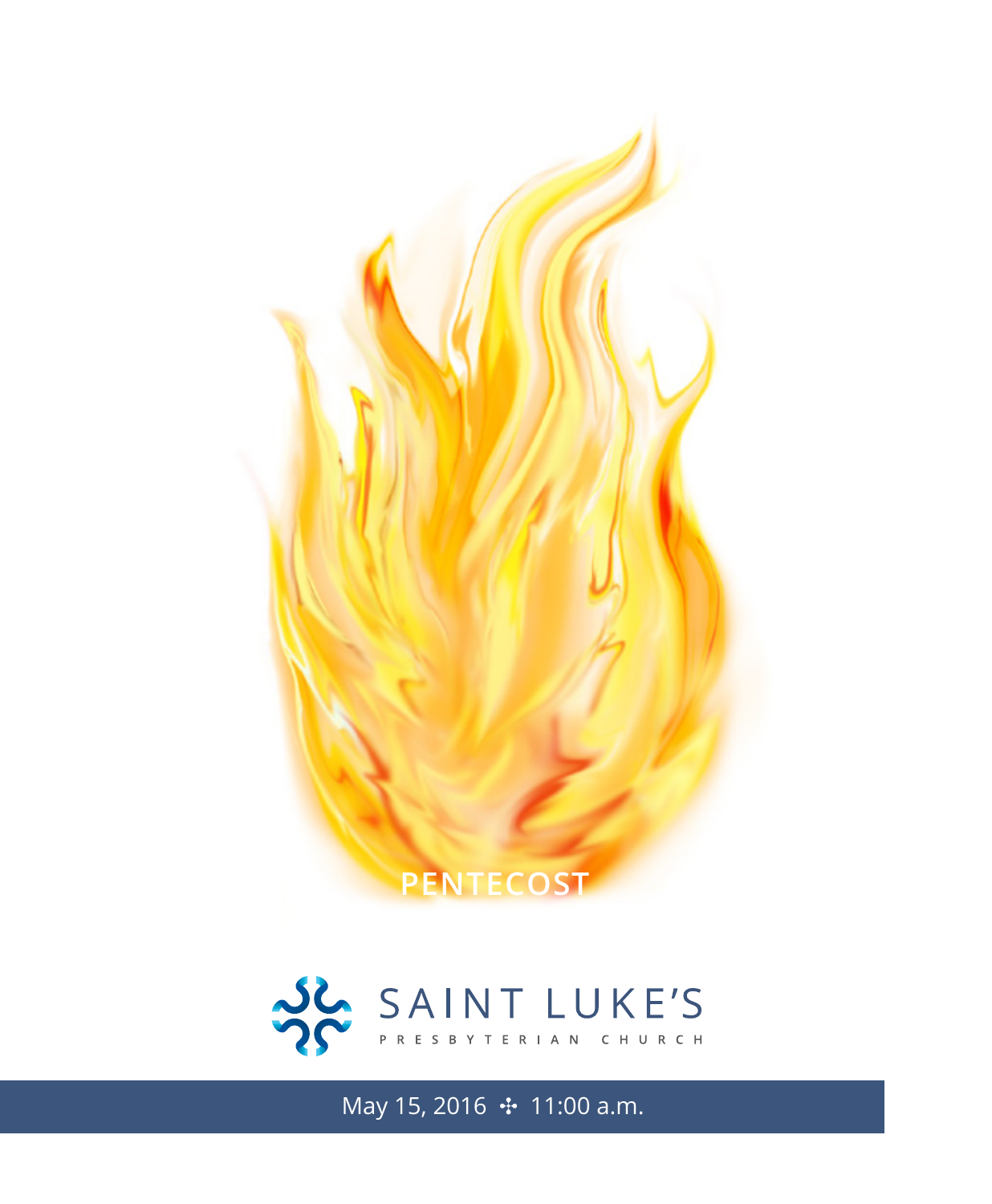# PENTECOST

SAINT LUKE'S

PRESBYTERIAN CHURCH

May 15, 2016 ✣ 11:00 a.m.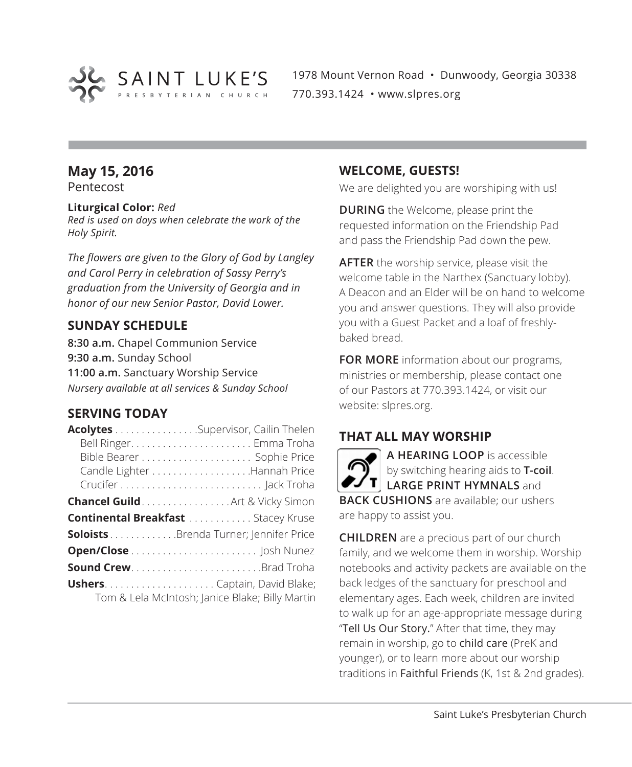SAINT LUKE'S PRESBYTERIAN CHURCH

1978 Mount Vernon Road • Dunwoody, Georgia 30338
770.393.1424 • www.slpres.org

## May 15, 2016

Pentecost

**Liturgical Color:** *Red*
*Red is used on days when celebrate the work of the Holy Spirit.*

*The flowers are given to the Glory of God by Langley and Carol Perry in celebration of Sassy Perry's graduation from the University of Georgia and in honor of our new Senior Pastor, David Lower.*

## SUNDAY SCHEDULE

**8:30 a.m.** Chapel Communion Service
**9:30 a.m.** Sunday School
**11:00 a.m.** Sanctuary Worship Service
*Nursery available at all services & Sunday School*

## SERVING TODAY

**Acolytes** . . . . . . . . . . . . . . . .Supervisor, Cailin Thelen
Bell Ringer. . . . . . . . . . . . . . . . . . . . . . . Emma Troha
Bible Bearer . . . . . . . . . . . . . . . . . . . . . Sophie Price
Candle Lighter . . . . . . . . . . . . . . . . . . .Hannah Price
Crucifer . . . . . . . . . . . . . . . . . . . . . . . . . . . Jack Troha

**Chancel Guild**. . . . . . . . . . . . . . . . .Art & Vicky Simon

**Continental Breakfast** . . . . . . . . . . . . Stacey Kruse

**Soloists** . . . . . . . . . . . . .Brenda Turner; Jennifer Price

**Open/Close** . . . . . . . . . . . . . . . . . . . . . . . . Josh Nunez

**Sound Crew**. . . . . . . . . . . . . . . . . . . . . . . . .Brad Troha

**Ushers**. . . . . . . . . . . . . . . . . . . . . Captain, David Blake; Tom & Lela McIntosh; Janice Blake; Billy Martin

## WELCOME, GUESTS!

We are delighted you are worshiping with us!

**DURING** the Welcome, please print the requested information on the Friendship Pad and pass the Friendship Pad down the pew.

**AFTER** the worship service, please visit the welcome table in the Narthex (Sanctuary lobby). A Deacon and an Elder will be on hand to welcome you and answer questions. They will also provide you with a Guest Packet and a loaf of freshly-baked bread.

**FOR MORE** information about our programs, ministries or membership, please contact one of our Pastors at 770.393.1424, or visit our website: slpres.org.

## THAT ALL MAY WORSHIP

**A HEARING LOOP** is accessible by switching hearing aids to **T-coil**. **LARGE PRINT HYMNALS** and **BACK CUSHIONS** are available; our ushers are happy to assist you.

**CHILDREN** are a precious part of our church family, and we welcome them in worship. Worship notebooks and activity packets are available on the back ledges of the sanctuary for preschool and elementary ages. Each week, children are invited to walk up for an age-appropriate message during "Tell Us Our Story." After that time, they may remain in worship, go to child care (PreK and younger), or to learn more about our worship traditions in Faithful Friends (K, 1st & 2nd grades).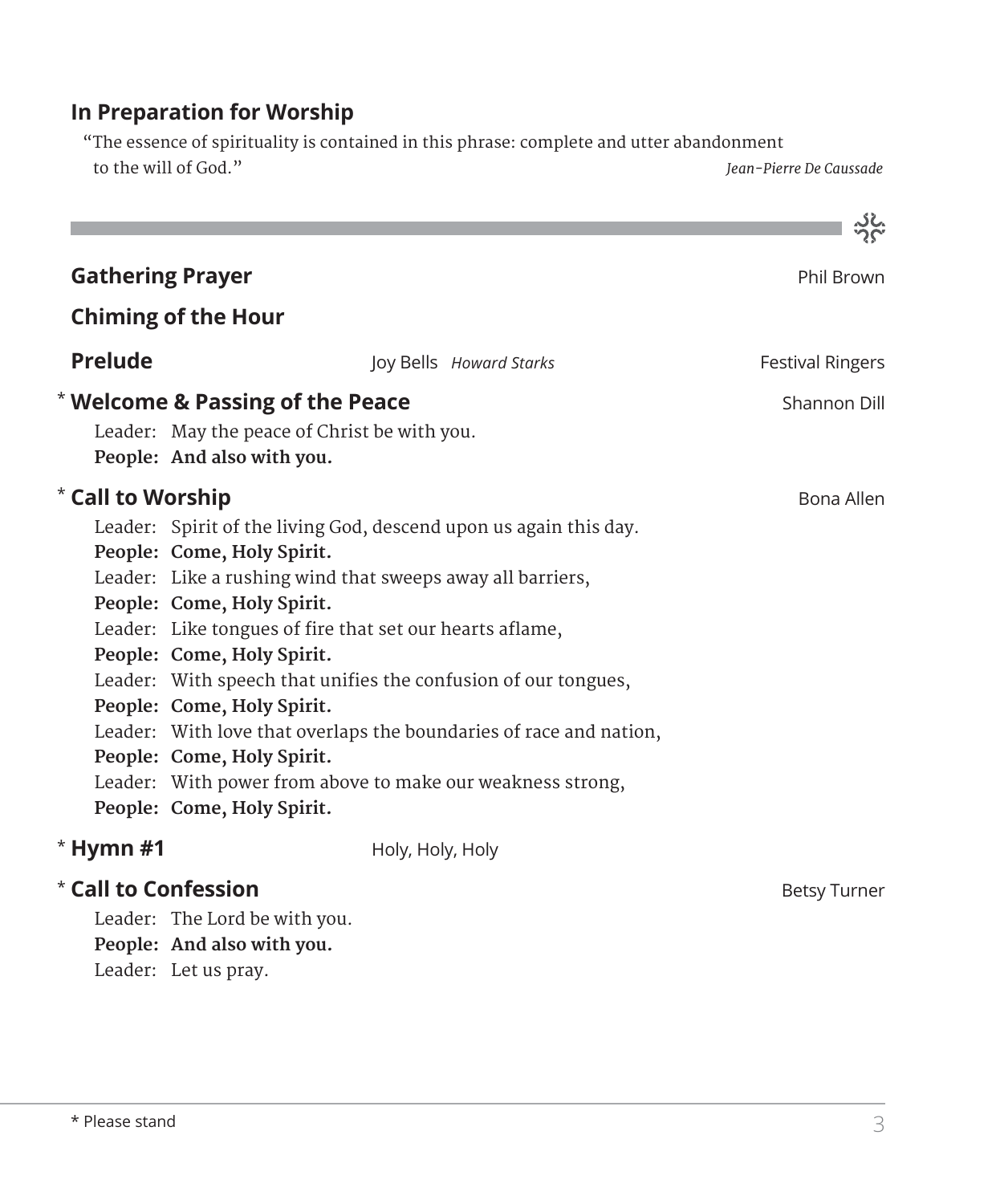## In Preparation for Worship

"The essence of spirituality is contained in this phrase: complete and utter abandonment to the will of God." *Jean-Pierre De Caussade*

---

**Gathering Prayer** Phil Brown

**Chiming of the Hour**

**Prelude** Joy Bells *Howard Starks* Festival Ringers

\* **Welcome & Passing of the Peace** Shannon Dill

Leader: May the peace of Christ be with you.
**People: And also with you.**

\* **Call to Worship** Bona Allen

Leader: Spirit of the living God, descend upon us again this day.
**People: Come, Holy Spirit.**
Leader: Like a rushing wind that sweeps away all barriers,
**People: Come, Holy Spirit.**
Leader: Like tongues of fire that set our hearts aflame,
**People: Come, Holy Spirit.**
Leader: With speech that unifies the confusion of our tongues,
**People: Come, Holy Spirit.**
Leader: With love that overlaps the boundaries of race and nation,
**People: Come, Holy Spirit.**
Leader: With power from above to make our weakness strong,
**People: Come, Holy Spirit.**

\* **Hymn #1** Holy, Holy, Holy

\* **Call to Confession** Betsy Turner

Leader: The Lord be with you.
**People: And also with you.**
Leader: Let us pray.

\* Please stand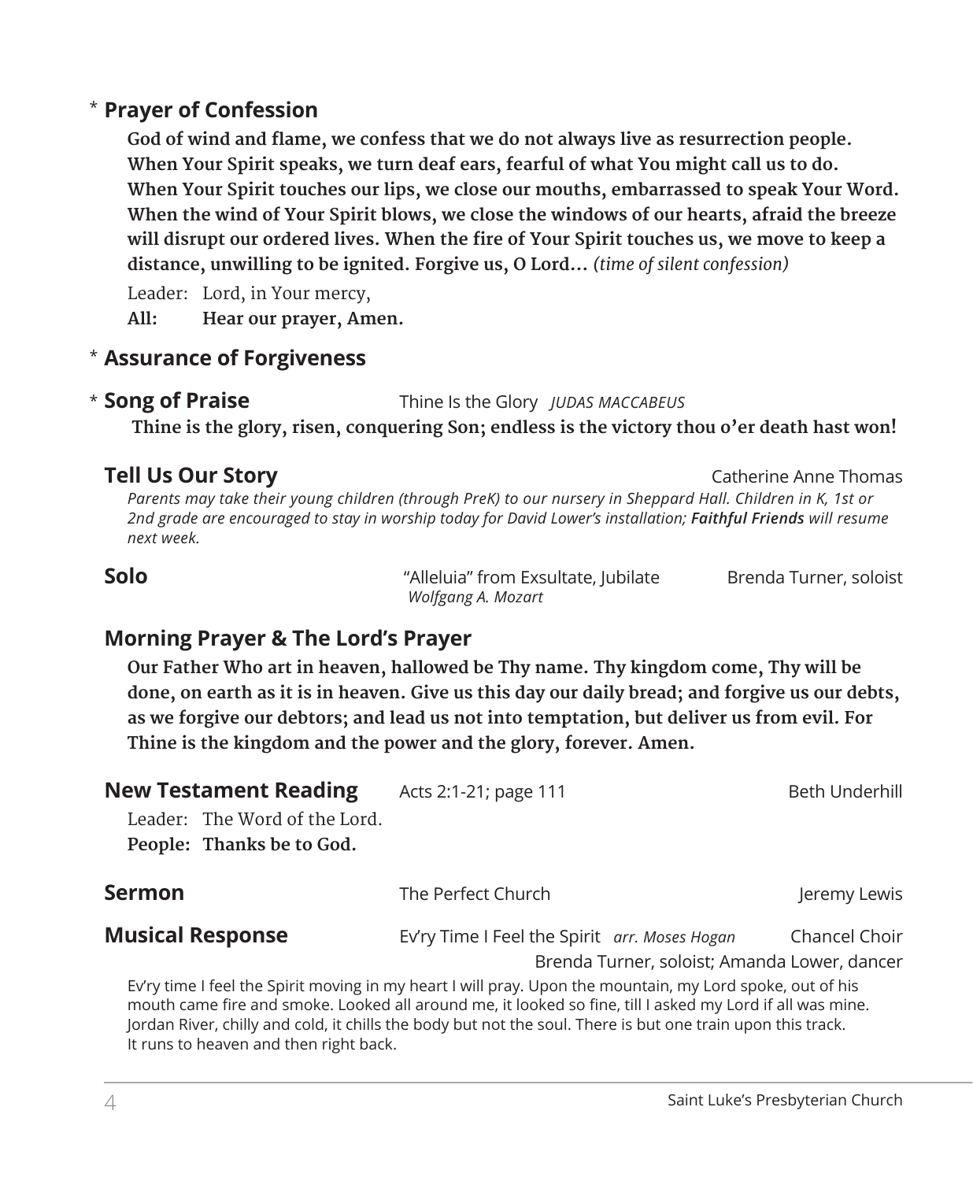## * Prayer of Confession

**God of wind and flame, we confess that we do not always live as resurrection people. When Your Spirit speaks, we turn deaf ears, fearful of what You might call us to do. When Your Spirit touches our lips, we close our mouths, embarrassed to speak Your Word. When the wind of Your Spirit blows, we close the windows of our hearts, afraid the breeze will disrupt our ordered lives. When the fire of Your Spirit touches us, we move to keep a distance, unwilling to be ignited. Forgive us, O Lord…** *(time of silent confession)*

Leader: Lord, in Your mercy,
**All: Hear our prayer, Amen.**

## * Assurance of Forgiveness

## * Song of Praise

Thine Is the Glory *JUDAS MACCABEUS*

**Thine is the glory, risen, conquering Son; endless is the victory thou o'er death hast won!**

## Tell Us Our Story

Catherine Anne Thomas

*Parents may take their young children (through PreK) to our nursery in Sheppard Hall. Children in K, 1st or 2nd grade are encouraged to stay in worship today for David Lower's installation;* ***Faithful Friends*** *will resume next week.*

## Solo

"Alleluia" from Exsultate, Jubilate
*Wolfgang A. Mozart*

Brenda Turner, soloist

## Morning Prayer & The Lord's Prayer

**Our Father Who art in heaven, hallowed be Thy name. Thy kingdom come, Thy will be done, on earth as it is in heaven. Give us this day our daily bread; and forgive us our debts, as we forgive our debtors; and lead us not into temptation, but deliver us from evil. For Thine is the kingdom and the power and the glory, forever. Amen.**

## New Testament Reading

Acts 2:1-21; page 111

Beth Underhill

Leader: The Word of the Lord.
**People: Thanks be to God.**

## Sermon

The Perfect Church

Jeremy Lewis

## Musical Response

Ev'ry Time I Feel the Spirit *arr. Moses Hogan*

Chancel Choir
Brenda Turner, soloist; Amanda Lower, dancer

Ev'ry time I feel the Spirit moving in my heart I will pray. Upon the mountain, my Lord spoke, out of his mouth came fire and smoke. Looked all around me, it looked so fine, till I asked my Lord if all was mine. Jordan River, chilly and cold, it chills the body but not the soul. There is but one train upon this track. It runs to heaven and then right back.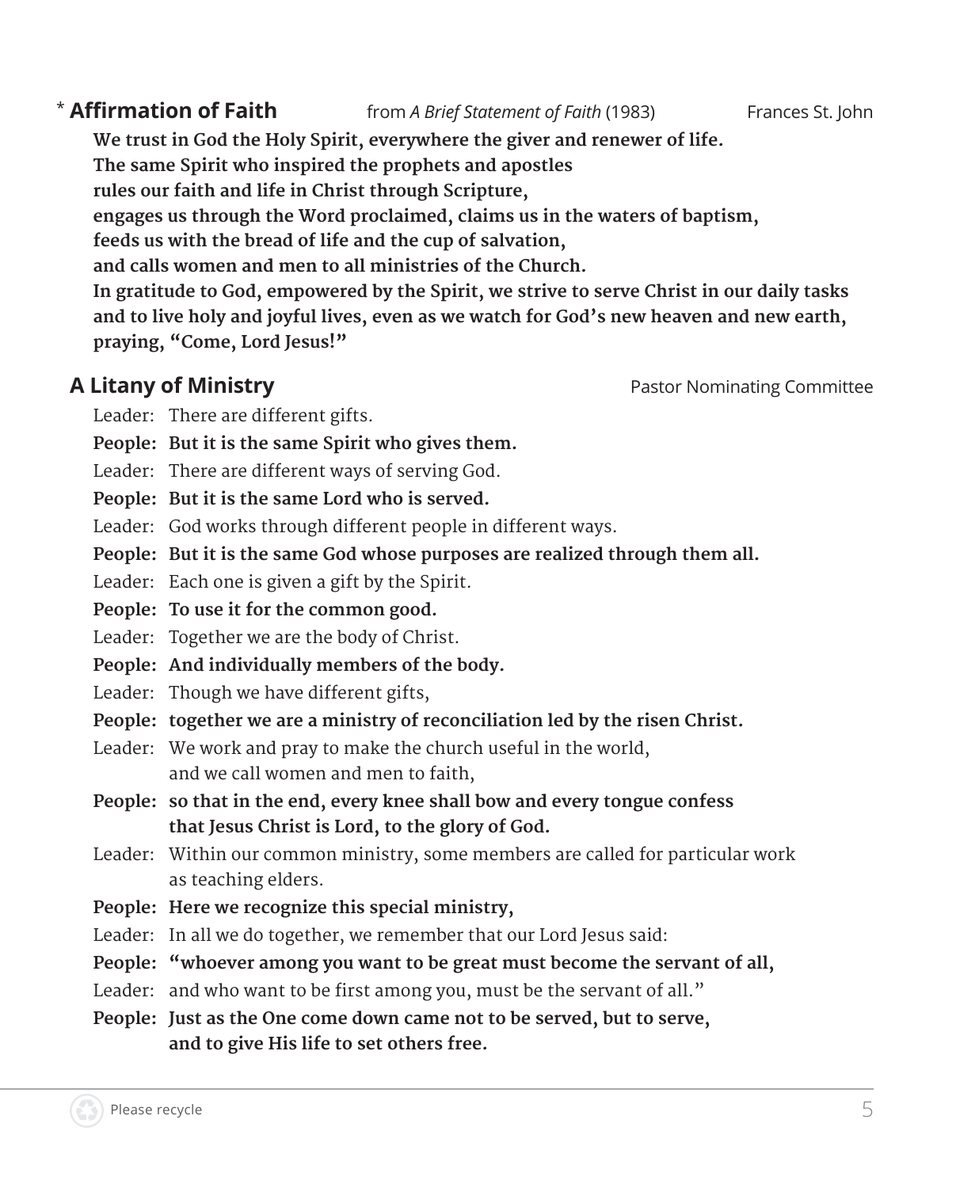**\* Affirmation of Faith** from *A Brief Statement of Faith* (1983) Frances St. John

**We trust in God the Holy Spirit, everywhere the giver and renewer of life.**
**The same Spirit who inspired the prophets and apostles**
**rules our faith and life in Christ through Scripture,**
**engages us through the Word proclaimed, claims us in the waters of baptism,**
**feeds us with the bread of life and the cup of salvation,**
**and calls women and men to all ministries of the Church.**
**In gratitude to God, empowered by the Spirit, we strive to serve Christ in our daily tasks and to live holy and joyful lives, even as we watch for God's new heaven and new earth, praying, "Come, Lord Jesus!"**

**A Litany of Ministry** Pastor Nominating Committee

Leader: There are different gifts.
**People: But it is the same Spirit who gives them.**
Leader: There are different ways of serving God.
**People: But it is the same Lord who is served.**
Leader: God works through different people in different ways.
**People: But it is the same God whose purposes are realized through them all.**
Leader: Each one is given a gift by the Spirit.
**People: To use it for the common good.**
Leader: Together we are the body of Christ.
**People: And individually members of the body.**
Leader: Though we have different gifts,
**People: together we are a ministry of reconciliation led by the risen Christ.**
Leader: We work and pray to make the church useful in the world, and we call women and men to faith,
**People: so that in the end, every knee shall bow and every tongue confess that Jesus Christ is Lord, to the glory of God.**
Leader: Within our common ministry, some members are called for particular work as teaching elders.
**People: Here we recognize this special ministry,**
Leader: In all we do together, we remember that our Lord Jesus said:
**People: "whoever among you want to be great must become the servant of all,**
Leader: and who want to be first among you, must be the servant of all."
**People: Just as the One come down came not to be served, but to serve, and to give His life to set others free.**

Please recycle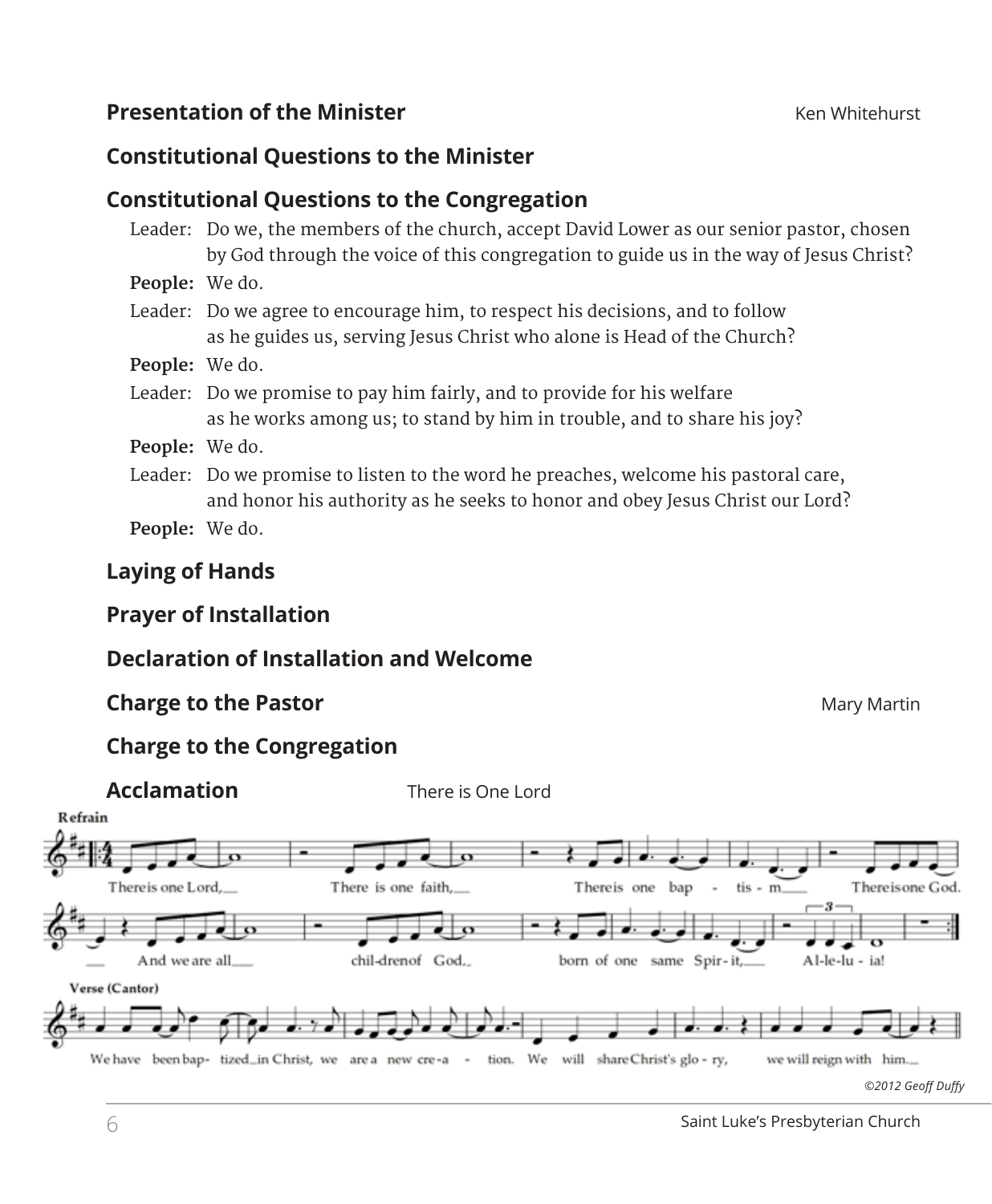**Presentation of the Minister** Ken Whitehurst

**Constitutional Questions to the Minister**

**Constitutional Questions to the Congregation**

Leader: Do we, the members of the church, accept David Lower as our senior pastor, chosen by God through the voice of this congregation to guide us in the way of Jesus Christ?

**People:** We do.

Leader: Do we agree to encourage him, to respect his decisions, and to follow as he guides us, serving Jesus Christ who alone is Head of the Church?

**People:** We do.

Leader: Do we promise to pay him fairly, and to provide for his welfare as he works among us; to stand by him in trouble, and to share his joy?

**People:** We do.

Leader: Do we promise to listen to the word he preaches, welcome his pastoral care, and honor his authority as he seeks to honor and obey Jesus Christ our Lord?

**People:** We do.

**Laying of Hands**

**Prayer of Installation**

**Declaration of Installation and Welcome**

**Charge to the Pastor** Mary Martin

**Charge to the Congregation**

**Acclamation** There is One Lord

Refrain

There is one Lord, There is one faith, There is one baptism. There is one God. And we are all children of God, born of one same Spirit, Alleluia!

Verse (Cantor)

We have been baptized in Christ, we are a new creation. We will share Christ's glory, we will reign with him.

*©2012 Geoff Duffy*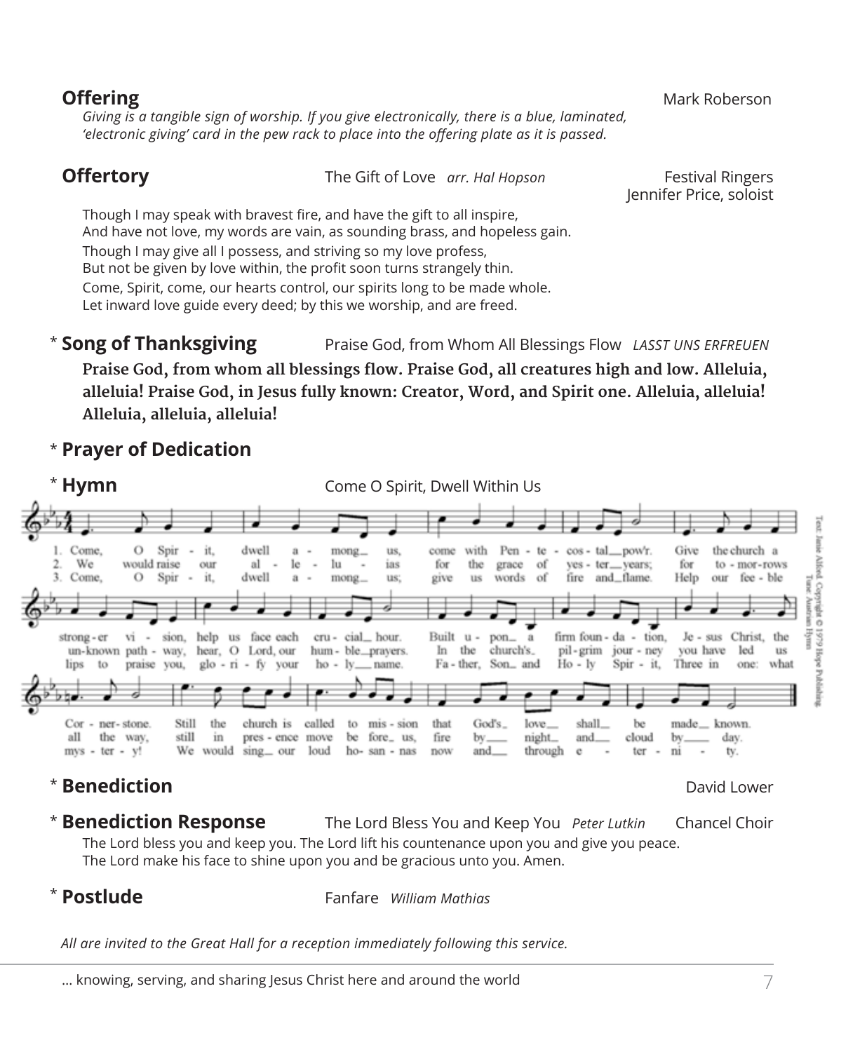**Offering** Mark Roberson

*Giving is a tangible sign of worship. If you give electronically, there is a blue, laminated, 'electronic giving' card in the pew rack to place into the offering plate as it is passed.*

**Offertory** The Gift of Love *arr. Hal Hopson* Festival Ringers
Jennifer Price, soloist

Though I may speak with bravest fire, and have the gift to all inspire,
And have not love, my words are vain, as sounding brass, and hopeless gain.
Though I may give all I possess, and striving so my love profess,
But not be given by love within, the profit soon turns strangely thin.
Come, Spirit, come, our hearts control, our spirits long to be made whole.
Let inward love guide every deed; by this we worship, and are freed.

\* **Song of Thanksgiving** Praise God, from Whom All Blessings Flow *LASST UNS ERFREUEN*

**Praise God, from whom all blessings flow. Praise God, all creatures high and low. Alleluia, alleluia! Praise God, in Jesus fully known: Creator, Word, and Spirit one. Alleluia, alleluia! Alleluia, alleluia, alleluia!**

\* **Prayer of Dedication**

\* **Hymn** Come O Spirit, Dwell Within Us

1. Come, O Spirit, dwell among us, come with Pentecostal pow'r. Give the church a stronger vision, help us face each crucial hour. Built upon a firm foundation, Jesus Christ, the Cornerstone. Still the church is called to mission that God's love shall be made known.

2. We would raise our alleluias for the grace of yester years; for tomorrows unknown pathway, hear, O Lord, our humble prayers. In the church's pilgrim journey you have led us all the way, still in presence move before us, fire by night and cloud by day.

3. Come, O Spirit, dwell among us; give us words of fire and flame. Help our feeble lips to praise you, glorify your holy name. Father, Son and Holy Spirit, Three in one: what mystery! We would sing our loud hosannas now and through eternity.

Text: Janie Alford. Copyright © 1979 Hope Publishing. Tune: Austrian Hymn

\* **Benediction** David Lower

\* **Benediction Response** The Lord Bless You and Keep You *Peter Lutkin* Chancel Choir

The Lord bless you and keep you. The Lord lift his countenance upon you and give you peace.
The Lord make his face to shine upon you and be gracious unto you. Amen.

\* **Postlude** Fanfare *William Mathias*

*All are invited to the Great Hall for a reception immediately following this service.*

… knowing, serving, and sharing Jesus Christ here and around the world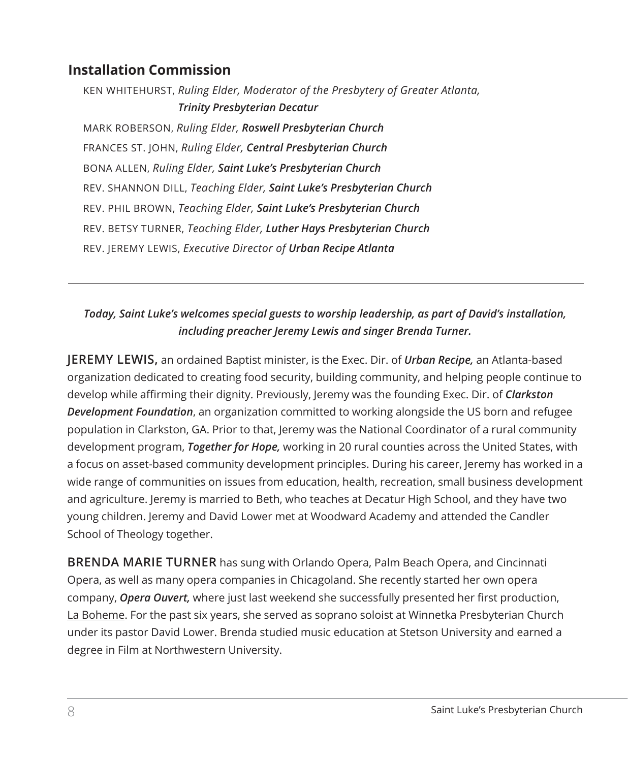## Installation Commission

KEN WHITEHURST, *Ruling Elder, Moderator of the Presbytery of Greater Atlanta,* ***Trinity Presbyterian Decatur***

MARK ROBERSON, *Ruling Elder,* ***Roswell Presbyterian Church***

FRANCES ST. JOHN, *Ruling Elder,* ***Central Presbyterian Church***

BONA ALLEN, *Ruling Elder,* ***Saint Luke's Presbyterian Church***

REV. SHANNON DILL, *Teaching Elder,* ***Saint Luke's Presbyterian Church***

REV. PHIL BROWN, *Teaching Elder,* ***Saint Luke's Presbyterian Church***

REV. BETSY TURNER, *Teaching Elder,* ***Luther Hays Presbyterian Church***

REV. JEREMY LEWIS, *Executive Director of* ***Urban Recipe Atlanta***

---

***Today, Saint Luke's welcomes special guests to worship leadership, as part of David's installation, including preacher Jeremy Lewis and singer Brenda Turner.***

**JEREMY LEWIS,** an ordained Baptist minister, is the Exec. Dir. of ***Urban Recipe,*** an Atlanta-based organization dedicated to creating food security, building community, and helping people continue to develop while affirming their dignity. Previously, Jeremy was the founding Exec. Dir. of ***Clarkston Development Foundation***, an organization committed to working alongside the US born and refugee population in Clarkston, GA. Prior to that, Jeremy was the National Coordinator of a rural community development program, ***Together for Hope,*** working in 20 rural counties across the United States, with a focus on asset-based community development principles. During his career, Jeremy has worked in a wide range of communities on issues from education, health, recreation, small business development and agriculture. Jeremy is married to Beth, who teaches at Decatur High School, and they have two young children. Jeremy and David Lower met at Woodward Academy and attended the Candler School of Theology together.

**BRENDA MARIE TURNER** has sung with Orlando Opera, Palm Beach Opera, and Cincinnati Opera, as well as many opera companies in Chicagoland. She recently started her own opera company, ***Opera Ouvert,*** where just last weekend she successfully presented her first production, La Boheme. For the past six years, she served as soprano soloist at Winnetka Presbyterian Church under its pastor David Lower. Brenda studied music education at Stetson University and earned a degree in Film at Northwestern University.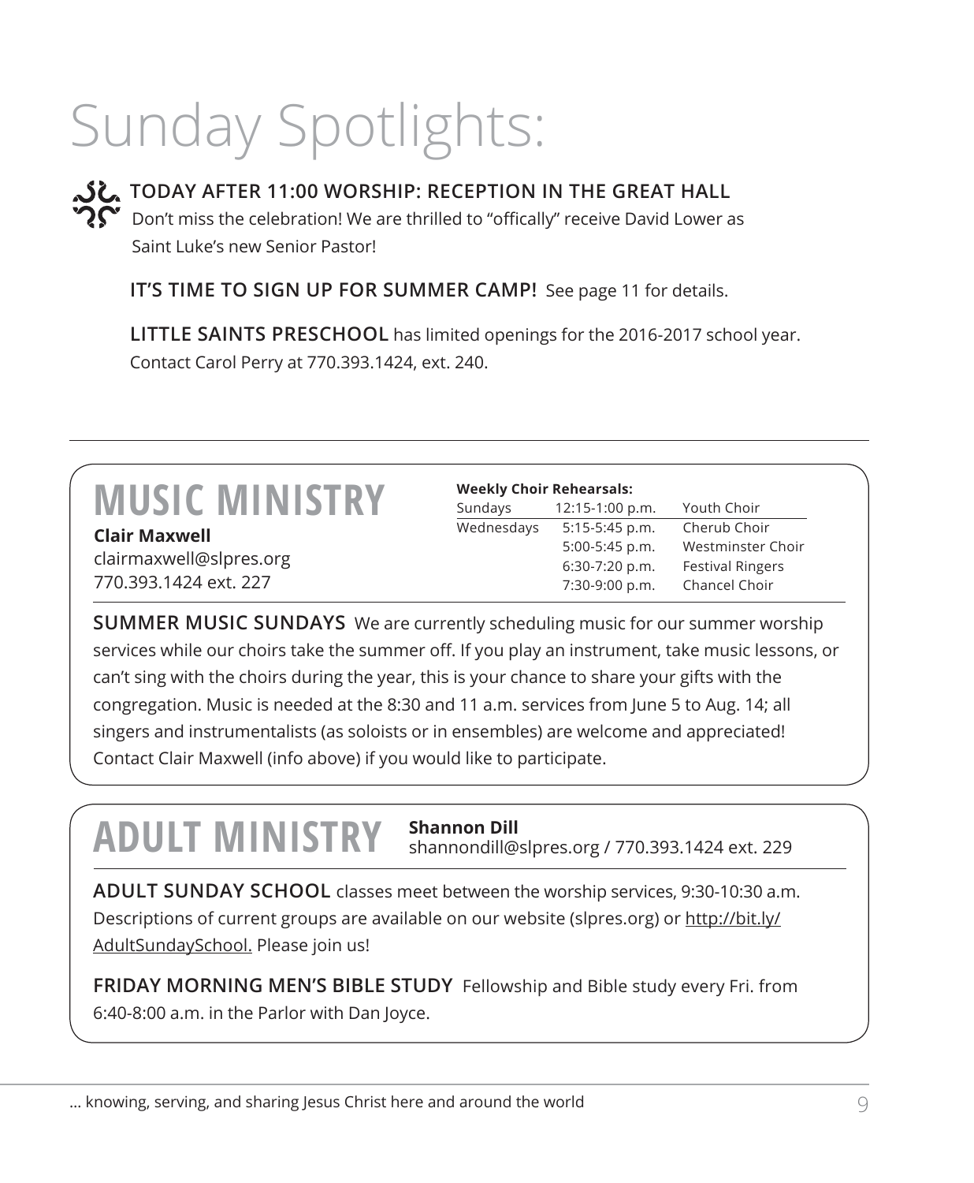# Sunday Spotlights:

**TODAY AFTER 11:00 WORSHIP: RECEPTION IN THE GREAT HALL**
Don't miss the celebration! We are thrilled to "offically" receive David Lower as Saint Luke's new Senior Pastor!

**IT'S TIME TO SIGN UP FOR SUMMER CAMP!** See page 11 for details.

**LITTLE SAINTS PRESCHOOL** has limited openings for the 2016-2017 school year. Contact Carol Perry at 770.393.1424, ext. 240.

## MUSIC MINISTRY

**Clair Maxwell**
clairmaxwell@slpres.org
770.393.1424 ext. 227

**Weekly Choir Rehearsals:**

| | | |
|---|---|---|
| Sundays | 12:15-1:00 p.m. | Youth Choir |
| Wednesdays | 5:15-5:45 p.m. | Cherub Choir |
| | 5:00-5:45 p.m. | Westminster Choir |
| | 6:30-7:20 p.m. | Festival Ringers |
| | 7:30-9:00 p.m. | Chancel Choir |

**SUMMER MUSIC SUNDAYS** We are currently scheduling music for our summer worship services while our choirs take the summer off. If you play an instrument, take music lessons, or can't sing with the choirs during the year, this is your chance to share your gifts with the congregation. Music is needed at the 8:30 and 11 a.m. services from June 5 to Aug. 14; all singers and instrumentalists (as soloists or in ensembles) are welcome and appreciated! Contact Clair Maxwell (info above) if you would like to participate.

## ADULT MINISTRY

**Shannon Dill**
shannondill@slpres.org / 770.393.1424 ext. 229

**ADULT SUNDAY SCHOOL** classes meet between the worship services, 9:30-10:30 a.m. Descriptions of current groups are available on our website (slpres.org) or http://bit.ly/AdultSundaySchool. Please join us!

**FRIDAY MORNING MEN'S BIBLE STUDY** Fellowship and Bible study every Fri. from 6:40-8:00 a.m. in the Parlor with Dan Joyce.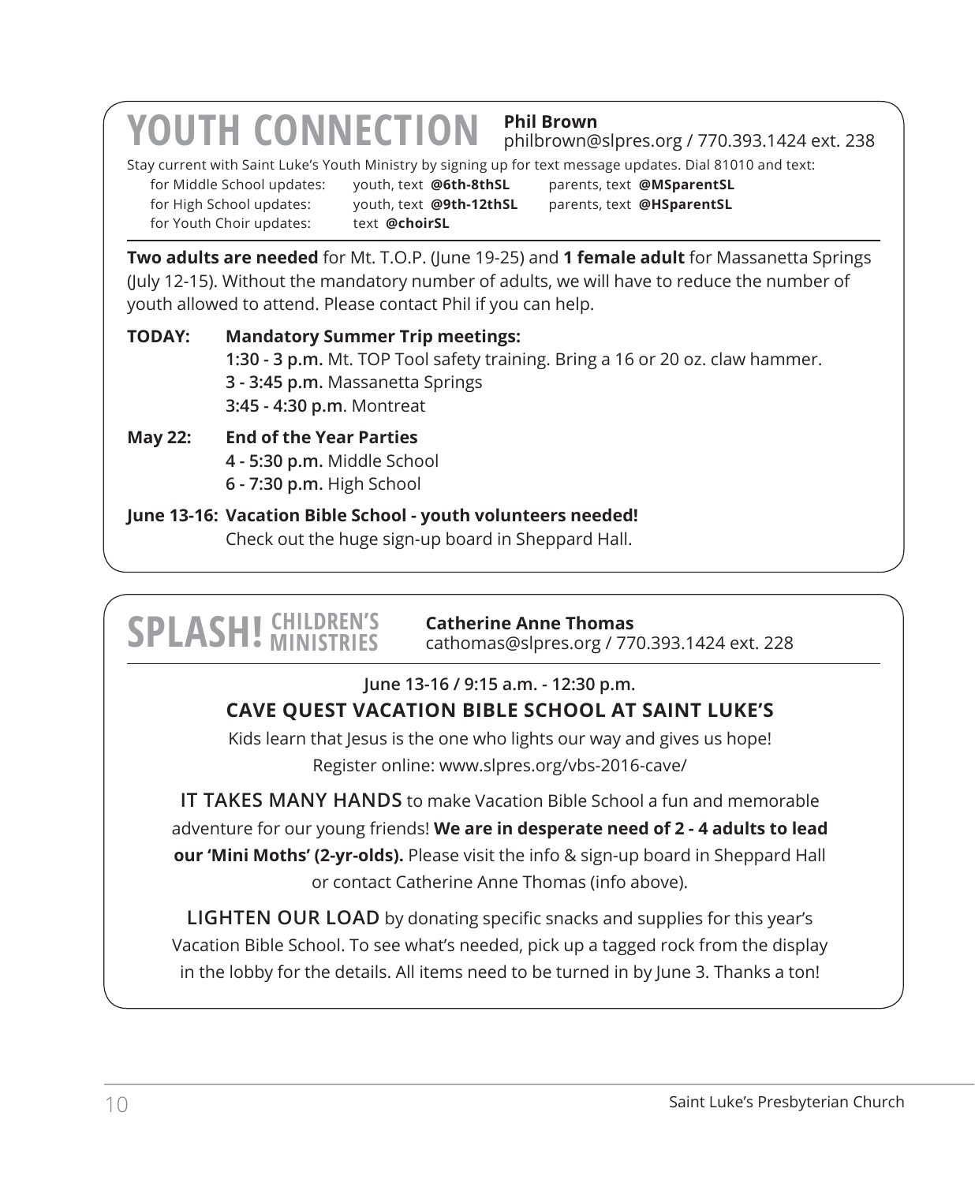# YOUTH CONNECTION

**Phil Brown**
philbrown@slpres.org / 770.393.1424 ext. 238

Stay current with Saint Luke's Youth Ministry by signing up for text message updates. Dial 81010 and text:

| | | |
|---|---|---|
| for Middle School updates: | youth, text **@6th-8thSL** | parents, text **@MSparentSL** |
| for High School updates: | youth, text **@9th-12thSL** | parents, text **@HSparentSL** |
| for Youth Choir updates: | text **@choirSL** | |

**Two adults are needed** for Mt. T.O.P. (June 19-25) and **1 female adult** for Massanetta Springs (July 12-15). Without the mandatory number of adults, we will have to reduce the number of youth allowed to attend. Please contact Phil if you can help.

**TODAY:** **Mandatory Summer Trip meetings:**
**1:30 - 3 p.m.** Mt. TOP Tool safety training. Bring a 16 or 20 oz. claw hammer.
**3 - 3:45 p.m.** Massanetta Springs
**3:45 - 4:30 p.m**. Montreat

**May 22:** **End of the Year Parties**
**4 - 5:30 p.m.** Middle School
**6 - 7:30 p.m.** High School

**June 13-16: Vacation Bible School - youth volunteers needed!**
Check out the huge sign-up board in Sheppard Hall.

# SPLASH! CHILDREN'S MINISTRIES

**Catherine Anne Thomas**
cathomas@slpres.org / 770.393.1424 ext. 228

**June 13-16 / 9:15 a.m. - 12:30 p.m.**

**CAVE QUEST VACATION BIBLE SCHOOL AT SAINT LUKE'S**

Kids learn that Jesus is the one who lights our way and gives us hope!
Register online: www.slpres.org/vbs-2016-cave/

**IT TAKES MANY HANDS** to make Vacation Bible School a fun and memorable adventure for our young friends! **We are in desperate need of 2 - 4 adults to lead our 'Mini Moths' (2-yr-olds).** Please visit the info & sign-up board in Sheppard Hall or contact Catherine Anne Thomas (info above).

**LIGHTEN OUR LOAD** by donating specific snacks and supplies for this year's Vacation Bible School. To see what's needed, pick up a tagged rock from the display in the lobby for the details. All items need to be turned in by June 3. Thanks a ton!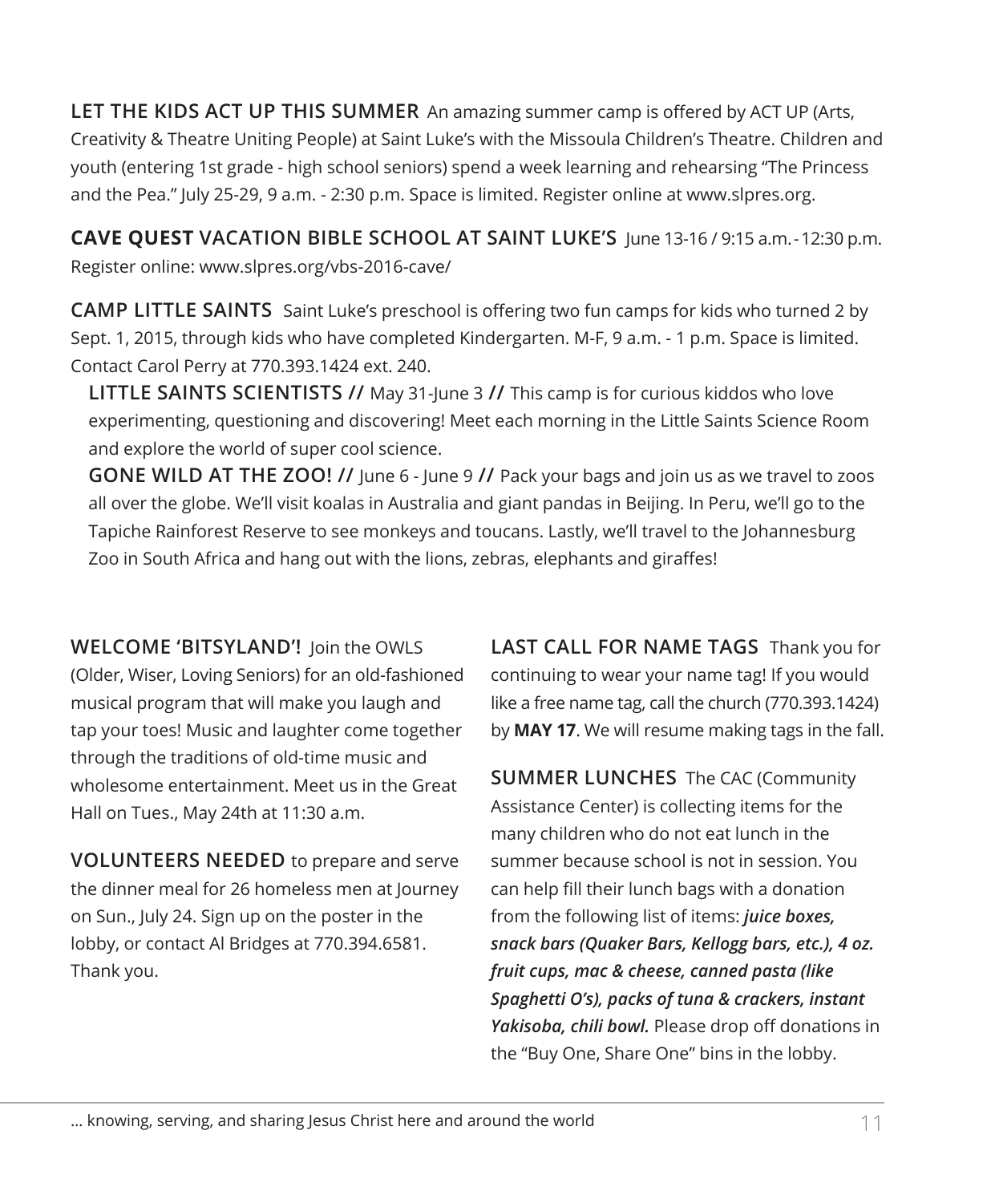**LET THE KIDS ACT UP THIS SUMMER** An amazing summer camp is offered by ACT UP (Arts, Creativity & Theatre Uniting People) at Saint Luke's with the Missoula Children's Theatre. Children and youth (entering 1st grade - high school seniors) spend a week learning and rehearsing "The Princess and the Pea." July 25-29, 9 a.m. - 2:30 p.m. Space is limited. Register online at www.slpres.org.

**CAVE QUEST VACATION BIBLE SCHOOL AT SAINT LUKE'S** June 13-16 / 9:15 a.m. - 12:30 p.m. Register online: www.slpres.org/vbs-2016-cave/

**CAMP LITTLE SAINTS** Saint Luke's preschool is offering two fun camps for kids who turned 2 by Sept. 1, 2015, through kids who have completed Kindergarten. M-F, 9 a.m. - 1 p.m. Space is limited. Contact Carol Perry at 770.393.1424 ext. 240.

**LITTLE SAINTS SCIENTISTS //** May 31-June 3 **//** This camp is for curious kiddos who love experimenting, questioning and discovering! Meet each morning in the Little Saints Science Room and explore the world of super cool science.

**GONE WILD AT THE ZOO! //** June 6 - June 9 **//** Pack your bags and join us as we travel to zoos all over the globe. We'll visit koalas in Australia and giant pandas in Beijing. In Peru, we'll go to the Tapiche Rainforest Reserve to see monkeys and toucans. Lastly, we'll travel to the Johannesburg Zoo in South Africa and hang out with the lions, zebras, elephants and giraffes!

**WELCOME 'BITSYLAND'!** Join the OWLS (Older, Wiser, Loving Seniors) for an old-fashioned musical program that will make you laugh and tap your toes! Music and laughter come together through the traditions of old-time music and wholesome entertainment. Meet us in the Great Hall on Tues., May 24th at 11:30 a.m.

**VOLUNTEERS NEEDED** to prepare and serve the dinner meal for 26 homeless men at Journey on Sun., July 24. Sign up on the poster in the lobby, or contact Al Bridges at 770.394.6581. Thank you.

**LAST CALL FOR NAME TAGS** Thank you for continuing to wear your name tag! If you would like a free name tag, call the church (770.393.1424) by **MAY 17**. We will resume making tags in the fall.

**SUMMER LUNCHES** The CAC (Community Assistance Center) is collecting items for the many children who do not eat lunch in the summer because school is not in session. You can help fill their lunch bags with a donation from the following list of items: ***juice boxes, snack bars (Quaker Bars, Kellogg bars, etc.), 4 oz. fruit cups, mac & cheese, canned pasta (like Spaghetti O's), packs of tuna & crackers, instant Yakisoba, chili bowl.*** Please drop off donations in the "Buy One, Share One" bins in the lobby.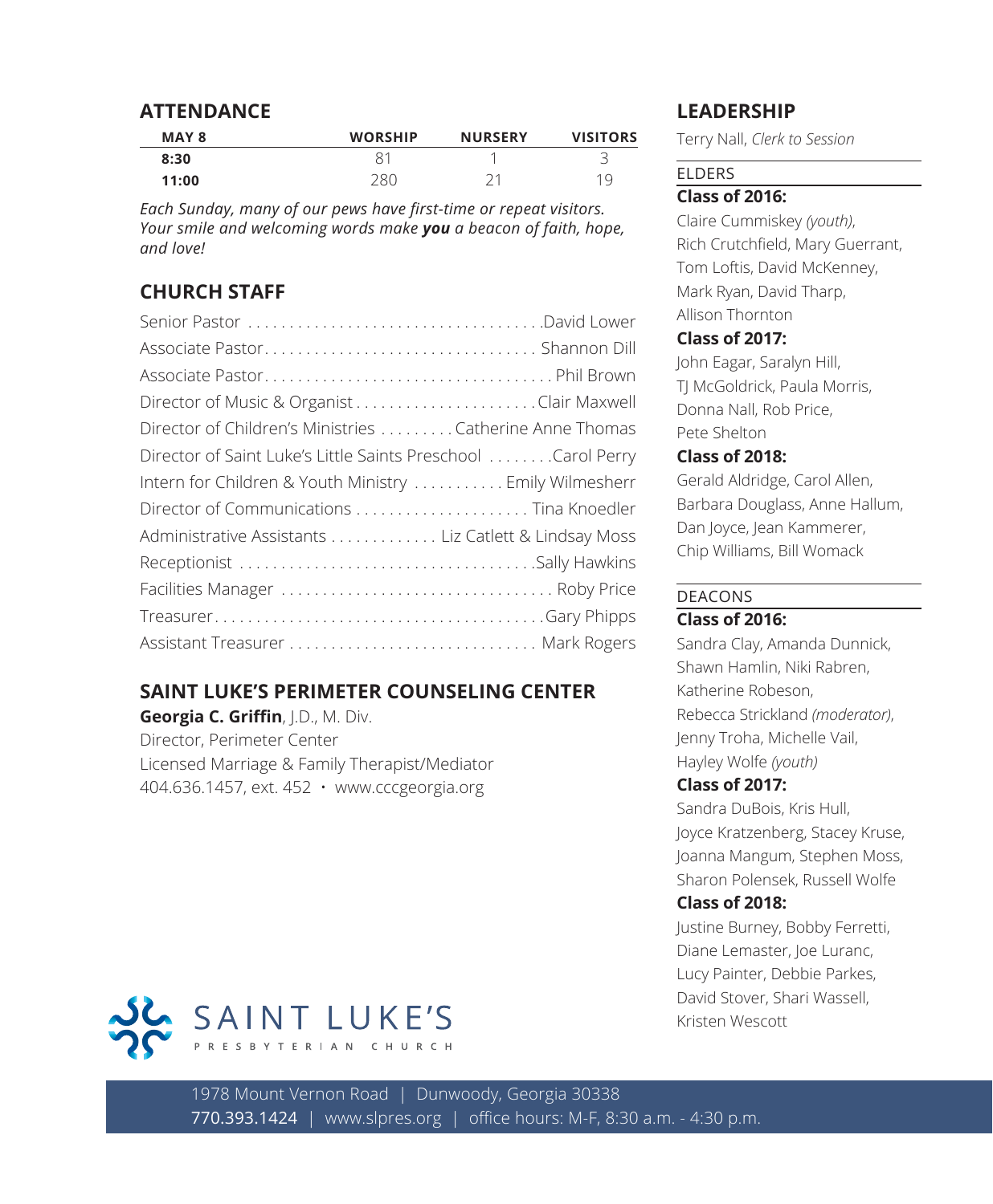## ATTENDANCE

| MAY 8 | WORSHIP | NURSERY | VISITORS |
|---|---|---|---|
| **8:30** | 81 | 1 | 3 |
| **11:00** | 280 | 21 | 19 |

*Each Sunday, many of our pews have first-time or repeat visitors. Your smile and welcoming words make* ***you*** *a beacon of faith, hope, and love!*

## CHURCH STAFF

Senior Pastor . . . . . . . . . . . . . . . . . . . . . . . . . . . . . . . . . . .David Lower
Associate Pastor. . . . . . . . . . . . . . . . . . . . . . . . . . . . . . . . . Shannon Dill
Associate Pastor. . . . . . . . . . . . . . . . . . . . . . . . . . . . . . . . . . Phil Brown
Director of Music & Organist . . . . . . . . . . . . . . . . . . . . . .Clair Maxwell
Director of Children's Ministries . . . . . . . . . Catherine Anne Thomas
Director of Saint Luke's Little Saints Preschool . . . . . . . .Carol Perry
Intern for Children & Youth Ministry . . . . . . . . . . . Emily Wilmesherr
Director of Communications . . . . . . . . . . . . . . . . . . . . . Tina Knoedler
Administrative Assistants . . . . . . . . . . . . . Liz Catlett & Lindsay Moss
Receptionist . . . . . . . . . . . . . . . . . . . . . . . . . . . . . . . . . . .Sally Hawkins
Facilities Manager . . . . . . . . . . . . . . . . . . . . . . . . . . . . . . . . Roby Price
Treasurer. . . . . . . . . . . . . . . . . . . . . . . . . . . . . . . . . . . . . . .Gary Phipps
Assistant Treasurer . . . . . . . . . . . . . . . . . . . . . . . . . . . . . Mark Rogers

## SAINT LUKE'S PERIMETER COUNSELING CENTER

**Georgia C. Griffin**, J.D., M. Div.
Director, Perimeter Center
Licensed Marriage & Family Therapist/Mediator
404.636.1457, ext. 452 • www.cccgeorgia.org

## LEADERSHIP

Terry Nall, *Clerk to Session*

ELDERS

**Class of 2016:**
Claire Cummiskey *(youth)*, Rich Crutchfield, Mary Guerrant, Tom Loftis, David McKenney, Mark Ryan, David Tharp, Allison Thornton

**Class of 2017:**
John Eagar, Saralyn Hill, TJ McGoldrick, Paula Morris, Donna Nall, Rob Price, Pete Shelton

**Class of 2018:**
Gerald Aldridge, Carol Allen, Barbara Douglass, Anne Hallum, Dan Joyce, Jean Kammerer, Chip Williams, Bill Womack

DEACONS

**Class of 2016:**
Sandra Clay, Amanda Dunnick, Shawn Hamlin, Niki Rabren, Katherine Robeson, Rebecca Strickland *(moderator)*, Jenny Troha, Michelle Vail, Hayley Wolfe *(youth)*

**Class of 2017:**
Sandra DuBois, Kris Hull, Joyce Kratzenberg, Stacey Kruse, Joanna Mangum, Stephen Moss, Sharon Polensek, Russell Wolfe

**Class of 2018:**
Justine Burney, Bobby Ferretti, Diane Lemaster, Joe Luranc, Lucy Painter, Debbie Parkes, David Stover, Shari Wassell, Kristen Wescott

SAINT LUKE'S
PRESBYTERIAN CHURCH

1978 Mount Vernon Road | Dunwoody, Georgia 30338
770.393.1424 | www.slpres.org | office hours: M-F, 8:30 a.m. - 4:30 p.m.